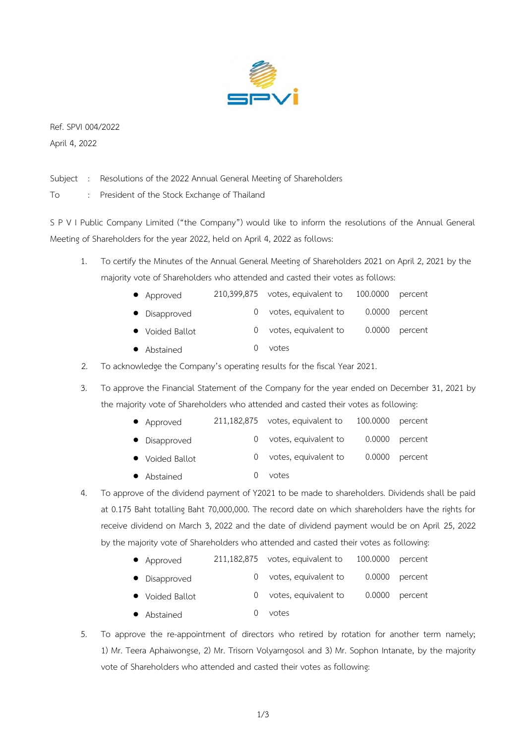Ref. SPVI 004/2022

April 4, 2022

Subject : Resolutions of the 2022 Annual General Meeting of Shareholders

To : President of the Stock Exchange of Thailand

S P V I Public Company Limited ("the Company") would like to inform the resolutions of the Annual General Meeting of Shareholders for the year 2022, held on April 4, 2022 as follows:

1. To certify the Minutes of the Annual General Meeting of Shareholders 2021 on April 2, 2021 by the majority vote of Shareholders who attended and casted their votes as follows:

| | | | | |
|---|---|---|---|---|
| • Approved | 210,399,875 | votes, equivalent to | 100.0000 | percent |
| • Disapproved | 0 | votes, equivalent to | 0.0000 | percent |
| • Voided Ballot | 0 | votes, equivalent to | 0.0000 | percent |
| • Abstained | 0 | votes | | |

2. To acknowledge the Company's operating results for the fiscal Year 2021.

3. To approve the Financial Statement of the Company for the year ended on December 31, 2021 by the majority vote of Shareholders who attended and casted their votes as following:

| | | | | |
|---|---|---|---|---|
| • Approved | 211,182,875 | votes, equivalent to | 100.0000 | percent |
| • Disapproved | 0 | votes, equivalent to | 0.0000 | percent |
| • Voided Ballot | 0 | votes, equivalent to | 0.0000 | percent |
| • Abstained | 0 | votes | | |

4. To approve of the dividend payment of Y2021 to be made to shareholders. Dividends shall be paid at 0.175 Baht totalling Baht 70,000,000. The record date on which shareholders have the rights for receive dividend on March 3, 2022 and the date of dividend payment would be on April 25, 2022 by the majority vote of Shareholders who attended and casted their votes as following:

| | | | | |
|---|---|---|---|---|
| • Approved | 211,182,875 | votes, equivalent to | 100.0000 | percent |
| • Disapproved | 0 | votes, equivalent to | 0.0000 | percent |
| • Voided Ballot | 0 | votes, equivalent to | 0.0000 | percent |
| • Abstained | 0 | votes | | |

5. To approve the re-appointment of directors who retired by rotation for another term namely; 1) Mr. Teera Aphaiwongse, 2) Mr. Trisorn Volyarngosol and 3) Mr. Sophon Intanate, by the majority vote of Shareholders who attended and casted their votes as following: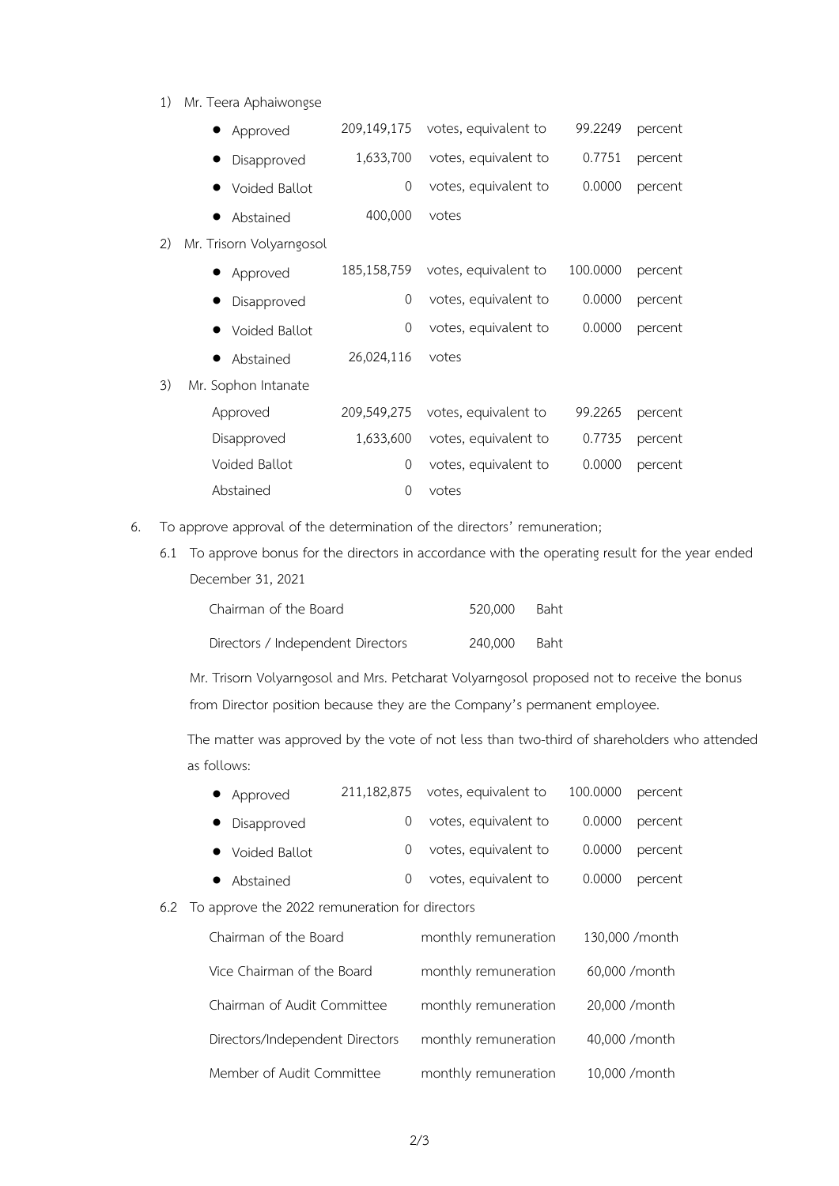1) Mr. Teera Aphaiwongse

- Approved 209,149,175 votes, equivalent to 99.2249 percent
- Disapproved 1,633,700 votes, equivalent to 0.7751 percent
- Voided Ballot 0 votes, equivalent to 0.0000 percent
- Abstained 400,000 votes

2) Mr. Trisorn Volyarngosol

- Approved 185,158,759 votes, equivalent to 100.0000 percent
- Disapproved 0 votes, equivalent to 0.0000 percent
- Voided Ballot 0 votes, equivalent to 0.0000 percent
- Abstained 26,024,116 votes

3) Mr. Sophon Intanate

Approved 209,549,275 votes, equivalent to 99.2265 percent

Disapproved 1,633,600 votes, equivalent to 0.7735 percent

Voided Ballot 0 votes, equivalent to 0.0000 percent

Abstained 0 votes

6. To approve approval of the determination of the directors' remuneration;

6.1 To approve bonus for the directors in accordance with the operating result for the year ended December 31, 2021

| | | |
|---|---|---|
| Chairman of the Board | 520,000 | Baht |
| Directors / Independent Directors | 240,000 | Baht |

Mr. Trisorn Volyarngosol and Mrs. Petcharat Volyarngosol proposed not to receive the bonus from Director position because they are the Company's permanent employee.

The matter was approved by the vote of not less than two-third of shareholders who attended as follows:

- Approved 211,182,875 votes, equivalent to 100.0000 percent
- Disapproved 0 votes, equivalent to 0.0000 percent
- Voided Ballot 0 votes, equivalent to 0.0000 percent
- Abstained 0 votes, equivalent to 0.0000 percent

6.2 To approve the 2022 remuneration for directors

| | | |
|---|---|---|
| Chairman of the Board | monthly remuneration | 130,000 /month |
| Vice Chairman of the Board | monthly remuneration | 60,000 /month |
| Chairman of Audit Committee | monthly remuneration | 20,000 /month |
| Directors/Independent Directors | monthly remuneration | 40,000 /month |
| Member of Audit Committee | monthly remuneration | 10,000 /month |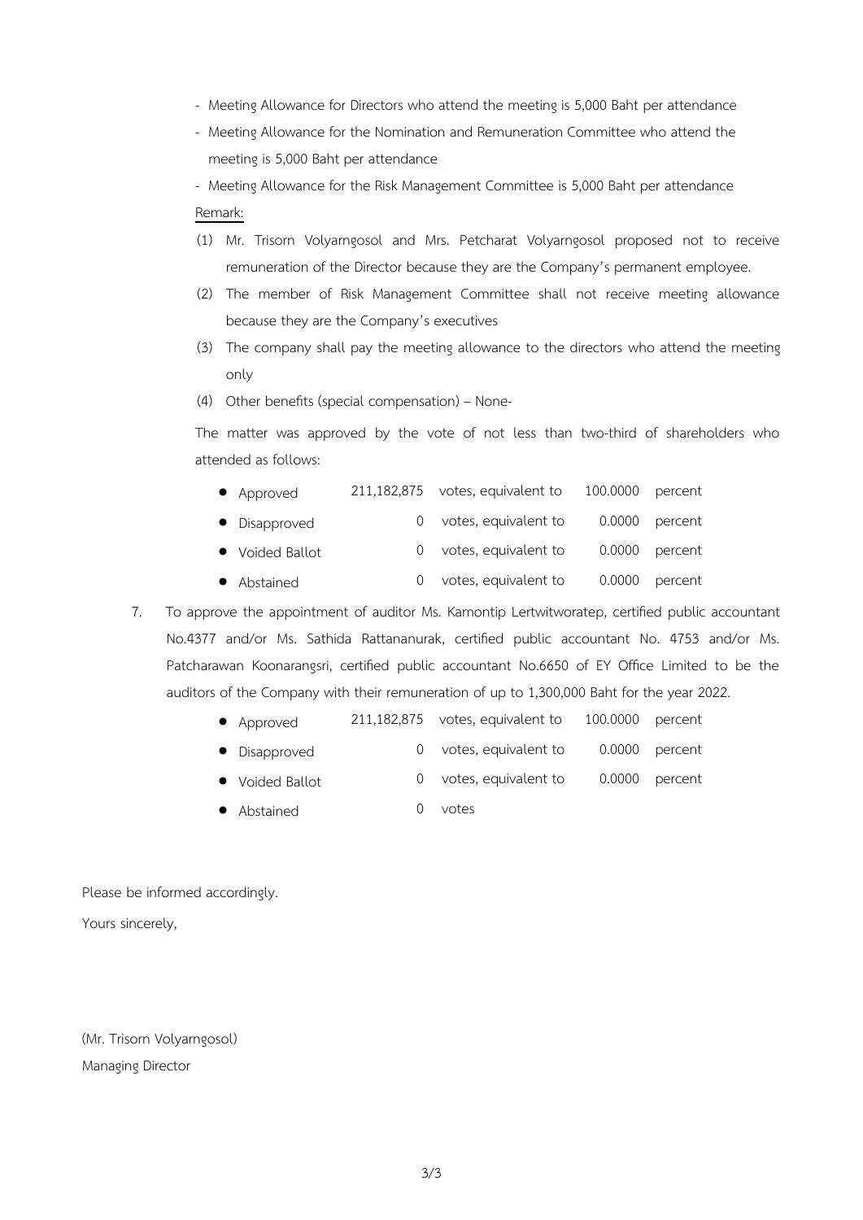- Meeting Allowance for Directors who attend the meeting is 5,000 Baht per attendance
- Meeting Allowance for the Nomination and Remuneration Committee who attend the meeting is 5,000 Baht per attendance
- Meeting Allowance for the Risk Management Committee is 5,000 Baht per attendance

Remark:

(1) Mr. Trisorn Volyarngosol and Mrs. Petcharat Volyarngosol proposed not to receive remuneration of the Director because they are the Company's permanent employee.

(2) The member of Risk Management Committee shall not receive meeting allowance because they are the Company's executives

(3) The company shall pay the meeting allowance to the directors who attend the meeting only

(4) Other benefits (special compensation) – None-

The matter was approved by the vote of not less than two-third of shareholders who attended as follows:

| | | | | |
|---|---|---|---|---|
| • Approved | 211,182,875 | votes, equivalent to | 100.0000 | percent |
| • Disapproved | 0 | votes, equivalent to | 0.0000 | percent |
| • Voided Ballot | 0 | votes, equivalent to | 0.0000 | percent |
| • Abstained | 0 | votes, equivalent to | 0.0000 | percent |

7. To approve the appointment of auditor Ms. Kamontip Lertwitworatep, certified public accountant No.4377 and/or Ms. Sathida Rattananurak, certified public accountant No. 4753 and/or Ms. Patcharawan Koonarangsri, certified public accountant No.6650 of EY Office Limited to be the auditors of the Company with their remuneration of up to 1,300,000 Baht for the year 2022.

| | | | | |
|---|---|---|---|---|
| • Approved | 211,182,875 | votes, equivalent to | 100.0000 | percent |
| • Disapproved | 0 | votes, equivalent to | 0.0000 | percent |
| • Voided Ballot | 0 | votes, equivalent to | 0.0000 | percent |
| • Abstained | 0 | votes | | |

Please be informed accordingly.

Yours sincerely,

(Mr. Trisorn Volyarngosol)

Managing Director